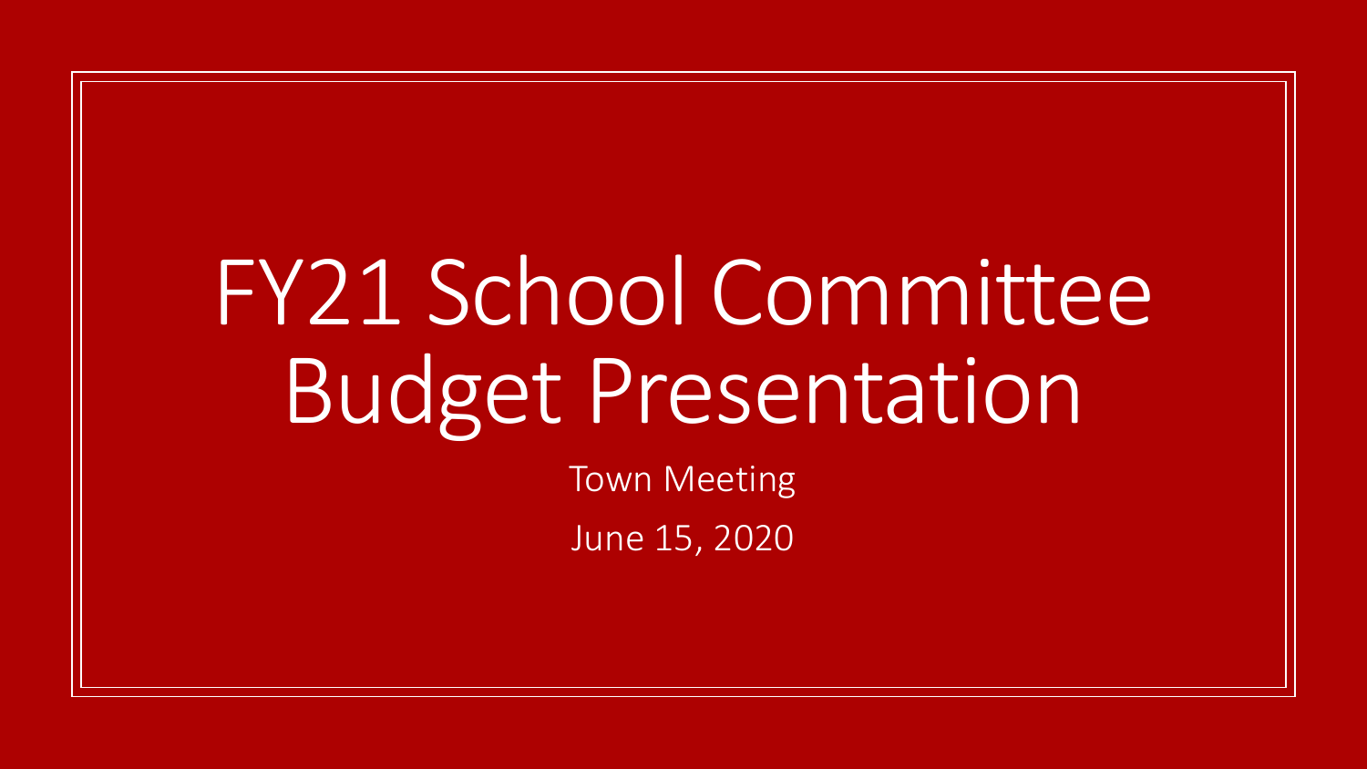# FY21 School Committee Budget Presentation

Town Meeting

June 15, 2020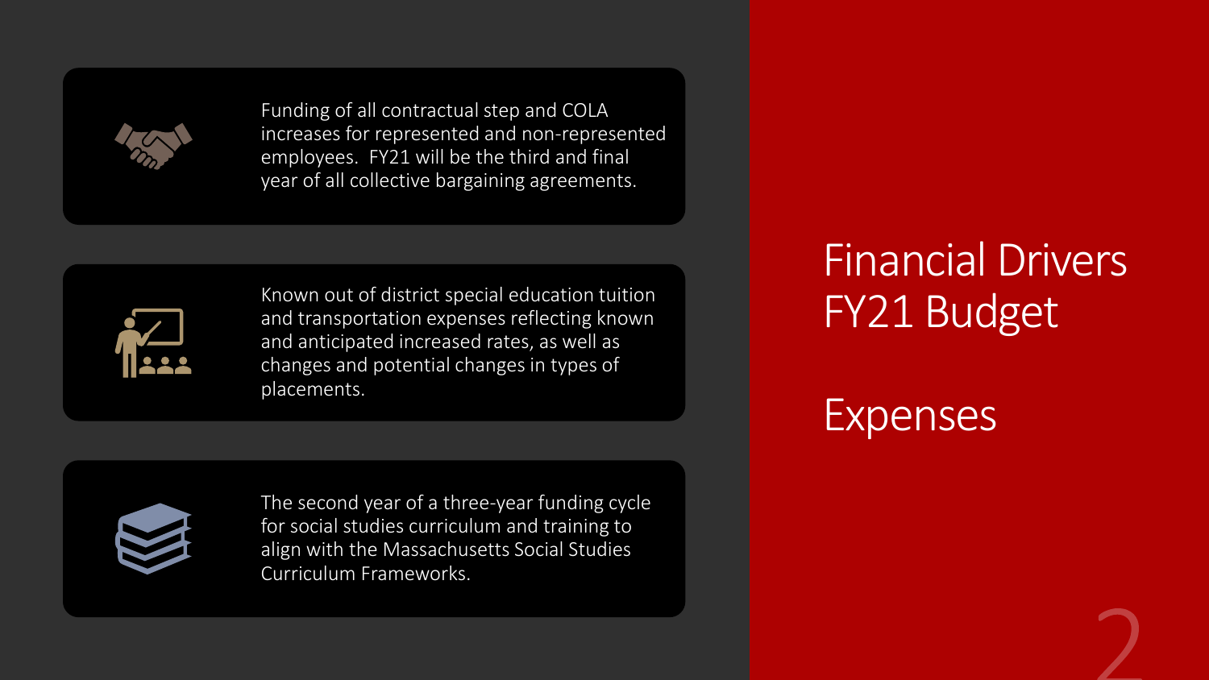# Financial Drivers FY21 Budget

## Expenses

- Funding of all contractual step and COLA increases for represented and non-represented employees. FY21 will be the third and final year of all collective bargaining agreements.

- Known out of district special education tuition and transportation expenses reflecting known and anticipated increased rates, as well as changes and potential changes in types of placements.

- The second year of a three-year funding cycle for social studies curriculum and training to align with the Massachusetts Social Studies Curriculum Frameworks.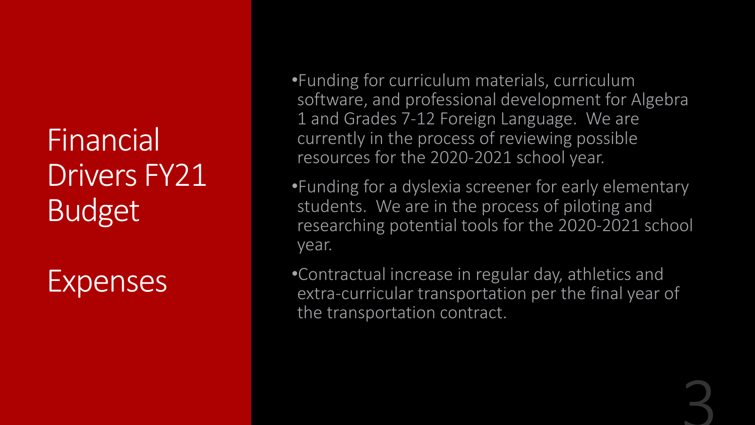# Financial Drivers FY21 Budget

## Expenses

- Funding for curriculum materials, curriculum software, and professional development for Algebra 1 and Grades 7-12 Foreign Language. We are currently in the process of reviewing possible resources for the 2020-2021 school year.
- Funding for a dyslexia screener for early elementary students. We are in the process of piloting and researching potential tools for the 2020-2021 school year.
- Contractual increase in regular day, athletics and extra-curricular transportation per the final year of the transportation contract.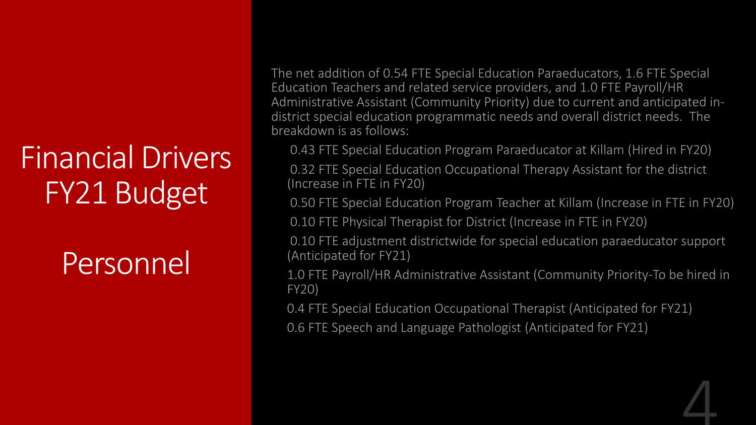# Financial Drivers FY21 Budget

## Personnel

The net addition of 0.54 FTE Special Education Paraeducators, 1.6 FTE Special Education Teachers and related service providers, and 1.0 FTE Payroll/HR Administrative Assistant (Community Priority) due to current and anticipated in-district special education programmatic needs and overall district needs. The breakdown is as follows:

- 0.43 FTE Special Education Program Paraeducator at Killam (Hired in FY20)
- 0.32 FTE Special Education Occupational Therapy Assistant for the district (Increase in FTE in FY20)
- 0.50 FTE Special Education Program Teacher at Killam (Increase in FTE in FY20)
- 0.10 FTE Physical Therapist for District (Increase in FTE in FY20)
- 0.10 FTE adjustment districtwide for special education paraeducator support (Anticipated for FY21)
- 1.0 FTE Payroll/HR Administrative Assistant (Community Priority-To be hired in FY20)
- 0.4 FTE Special Education Occupational Therapist (Anticipated for FY21)
- 0.6 FTE Speech and Language Pathologist (Anticipated for FY21)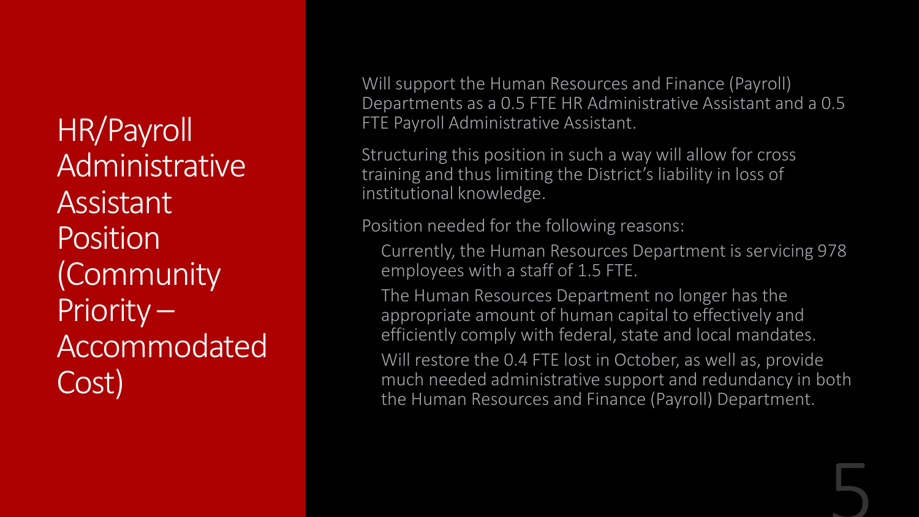# HR/Payroll Administrative Assistant Position (Community Priority – Accommodated Cost)

Will support the Human Resources and Finance (Payroll) Departments as a 0.5 FTE HR Administrative Assistant and a 0.5 FTE Payroll Administrative Assistant.

Structuring this position in such a way will allow for cross training and thus limiting the District's liability in loss of institutional knowledge.

Position needed for the following reasons:

- Currently, the Human Resources Department is servicing 978 employees with a staff of 1.5 FTE.
- The Human Resources Department no longer has the appropriate amount of human capital to effectively and efficiently comply with federal, state and local mandates.
- Will restore the 0.4 FTE lost in October, as well as, provide much needed administrative support and redundancy in both the Human Resources and Finance (Payroll) Department.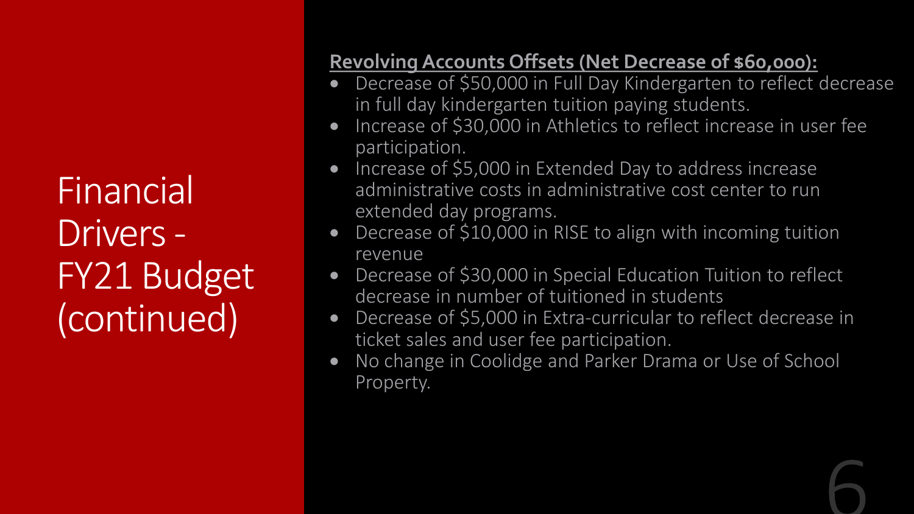# Financial Drivers - FY21 Budget (continued)

**Revolving Accounts Offsets (Net Decrease of $60,000):**

- Decrease of $50,000 in Full Day Kindergarten to reflect decrease in full day kindergarten tuition paying students.
- Increase of $30,000 in Athletics to reflect increase in user fee participation.
- Increase of $5,000 in Extended Day to address increase administrative costs in administrative cost center to run extended day programs.
- Decrease of $10,000 in RISE to align with incoming tuition revenue
- Decrease of $30,000 in Special Education Tuition to reflect decrease in number of tuitioned in students
- Decrease of $5,000 in Extra-curricular to reflect decrease in ticket sales and user fee participation.
- No change in Coolidge and Parker Drama or Use of School Property.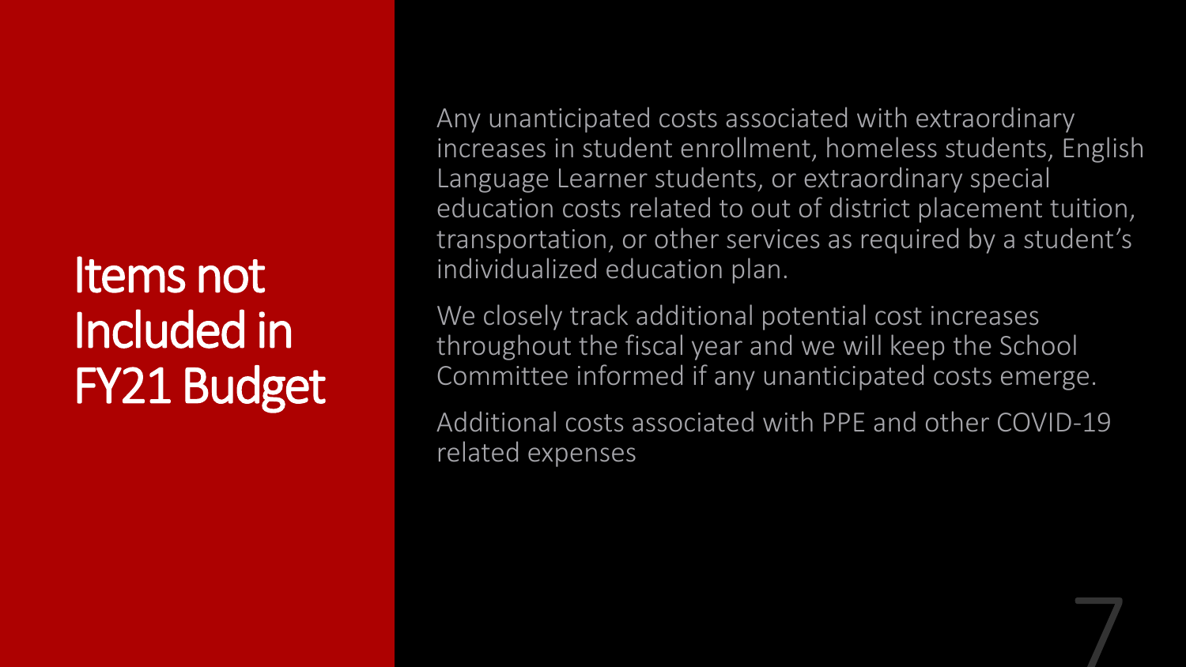# Items not Included in FY21 Budget

Any unanticipated costs associated with extraordinary increases in student enrollment, homeless students, English Language Learner students, or extraordinary special education costs related to out of district placement tuition, transportation, or other services as required by a student's individualized education plan.

We closely track additional potential cost increases throughout the fiscal year and we will keep the School Committee informed if any unanticipated costs emerge.

Additional costs associated with PPE and other COVID-19 related expenses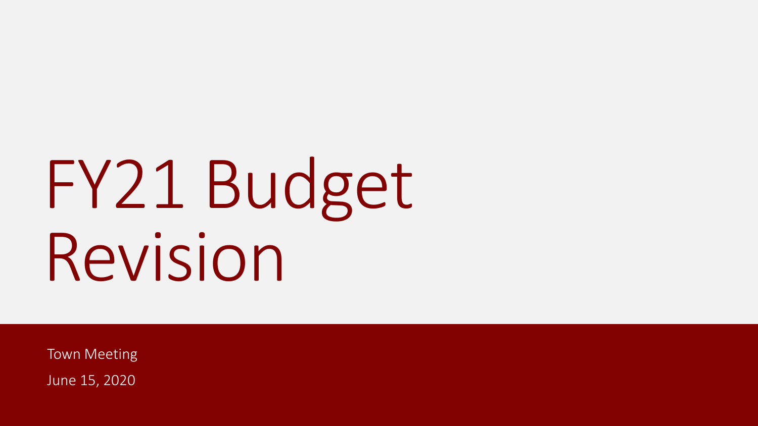# FY21 Budget Revision

Town Meeting

June 15, 2020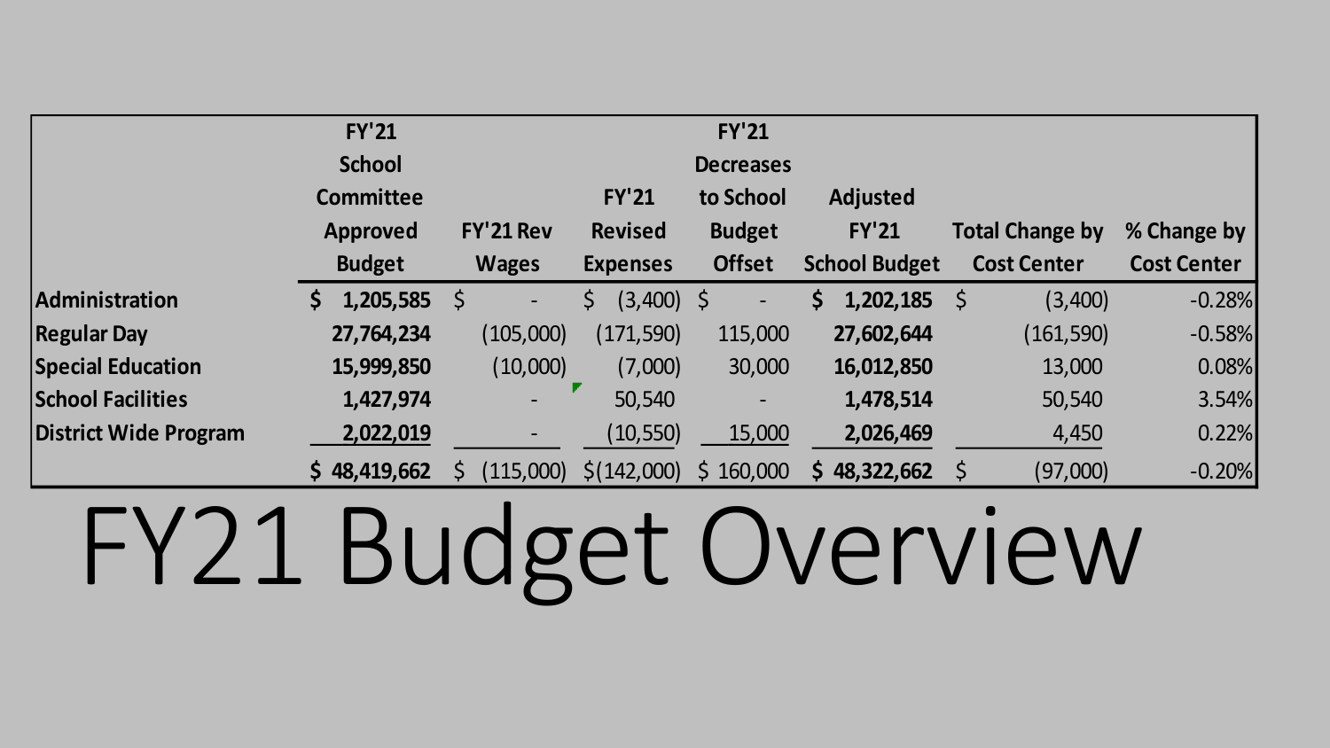# FY21 Budget Overview

| | FY'21 School Committee Approved Budget | FY'21 Rev Wages | FY'21 Revised Expenses | FY'21 Decreases to School Budget Offset | Adjusted FY'21 School Budget | Total Change by Cost Center | % Change by Cost Center |
|---|---|---|---|---|---|---|---|
| **Administration** | **$ 1,205,585** | $ - | $ (3,400) | $ - | **$ 1,202,185** | $ (3,400) | -0.28% |
| **Regular Day** | **27,764,234** | (105,000) | (171,590) | 115,000 | **27,602,644** | (161,590) | -0.58% |
| **Special Education** | **15,999,850** | (10,000) | (7,000) | 30,000 | **16,012,850** | 13,000 | 0.08% |
| **School Facilities** | **1,427,974** | - | 50,540 | - | **1,478,514** | 50,540 | 3.54% |
| **District Wide Program** | **2,022,019** | - | (10,550) | 15,000 | **2,026,469** | 4,450 | 0.22% |
| | **$ 48,419,662** | $ (115,000) | $(142,000) | $ 160,000 | **$ 48,322,662** | $ (97,000) | -0.20% |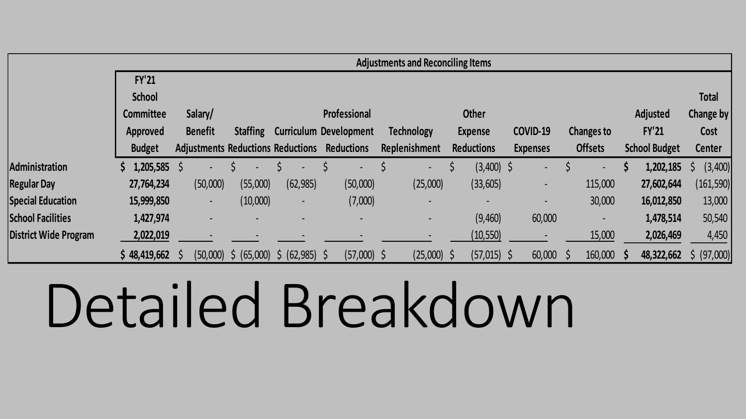| | Adjustments and Reconciling Items | | | | | | | | | | |
|---|---|---|---|---|---|---|---|---|---|---|---|
| | FY'21 School Committee Approved Budget | Salary/ Benefit Adjustments | Staffing Reductions | Curriculum Reductions | Professional Development Reductions | Technology Replenishment | Other Expense Reductions | COVID-19 Expenses | Changes to Offsets | Adjusted FY'21 School Budget | Total Change by Cost Center |
| **Administration** | **$ 1,205,585** | $ - | $ - | $ - | $ - | $ - | $ (3,400) | $ - | $ - | **$ 1,202,185** | $ (3,400) |
| **Regular Day** | **27,764,234** | (50,000) | (55,000) | (62,985) | (50,000) | (25,000) | (33,605) | - | 115,000 | **27,602,644** | (161,590) |
| **Special Education** | **15,999,850** | - | (10,000) | - | (7,000) | - | - | - | 30,000 | **16,012,850** | 13,000 |
| **School Facilities** | **1,427,974** | - | - | - | - | - | (9,460) | 60,000 | - | **1,478,514** | 50,540 |
| **District Wide Program** | **2,022,019** | - | - | - | - | - | (10,550) | - | 15,000 | **2,026,469** | 4,450 |
| | **$ 48,419,662** | $ (50,000) | $ (65,000) | $ (62,985) | $ (57,000) | $ (25,000) | $ (57,015) | $ 60,000 | $ 160,000 | **$ 48,322,662** | $ (97,000) |

# Detailed Breakdown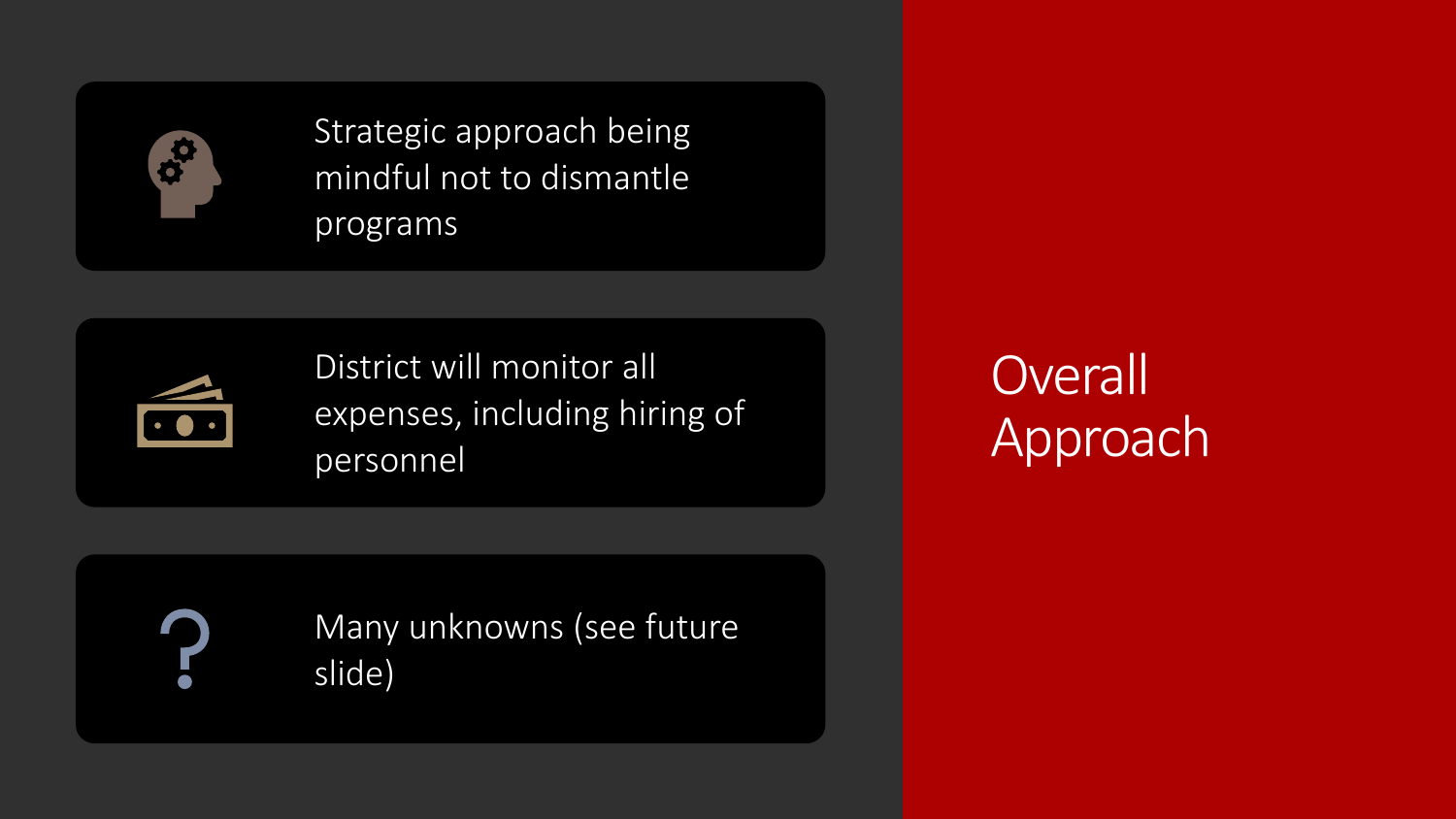# Overall Approach

- Strategic approach being mindful not to dismantle programs
- District will monitor all expenses, including hiring of personnel
- Many unknowns (see future slide)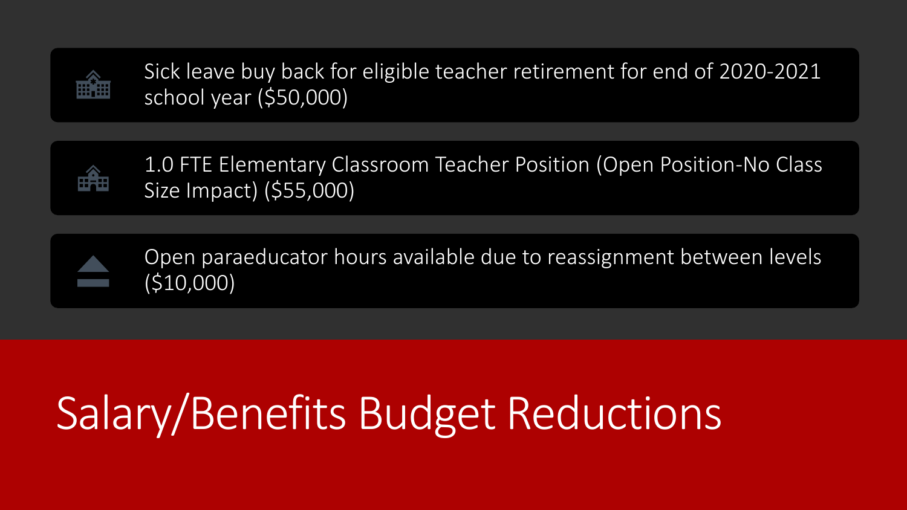# Salary/Benefits Budget Reductions

- Sick leave buy back for eligible teacher retirement for end of 2020-2021 school year ($50,000)
- 1.0 FTE Elementary Classroom Teacher Position (Open Position-No Class Size Impact) ($55,000)
- Open paraeducator hours available due to reassignment between levels ($10,000)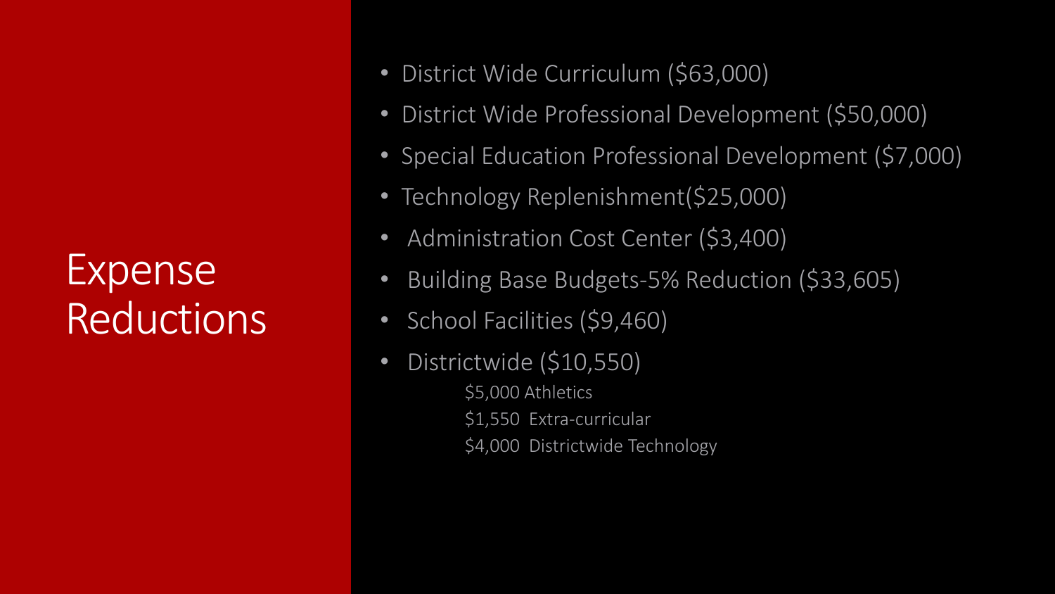# Expense Reductions

- District Wide Curriculum ($63,000)
- District Wide Professional Development ($50,000)
- Special Education Professional Development ($7,000)
- Technology Replenishment($25,000)
- Administration Cost Center ($3,400)
- Building Base Budgets-5% Reduction ($33,605)
- School Facilities ($9,460)
- Districtwide ($10,550)
  - $5,000 Athletics
  - $1,550 Extra-curricular
  - $4,000 Districtwide Technology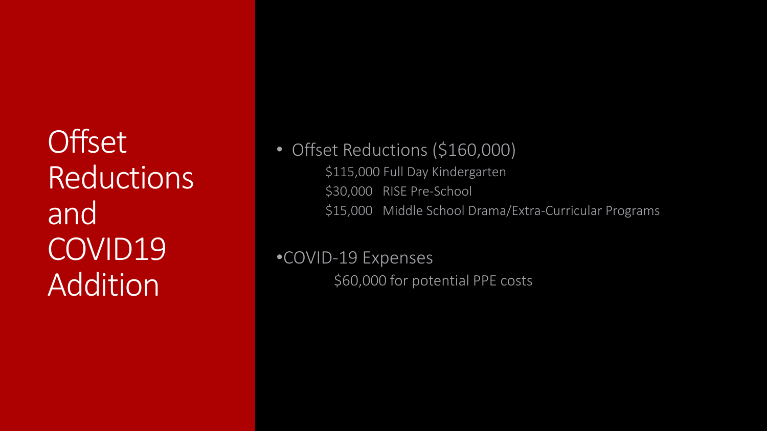# Offset Reductions and COVID19 Addition

- Offset Reductions ($160,000)
  - $115,000 Full Day Kindergarten
  - $30,000 RISE Pre-School
  - $15,000 Middle School Drama/Extra-Curricular Programs

- COVID-19 Expenses
  - $60,000 for potential PPE costs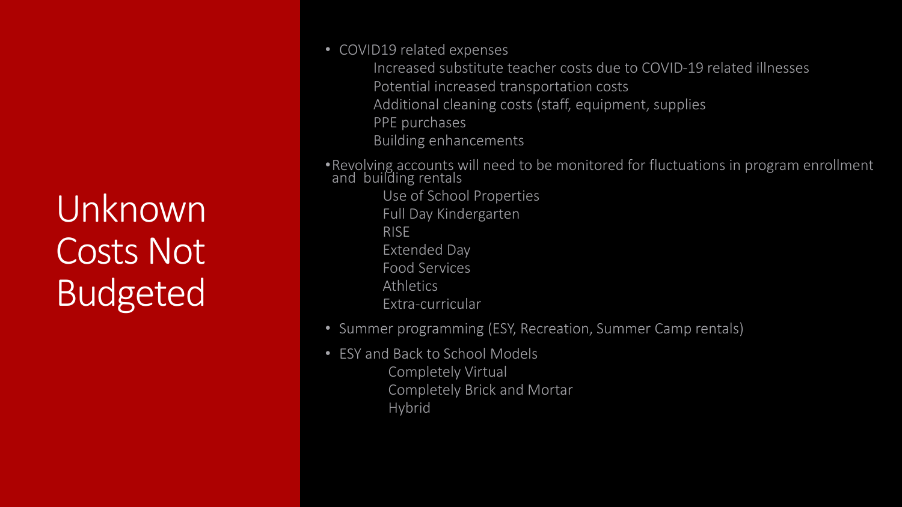# Unknown Costs Not Budgeted

- COVID19 related expenses
  - Increased substitute teacher costs due to COVID-19 related illnesses
  - Potential increased transportation costs
  - Additional cleaning costs (staff, equipment, supplies
  - PPE purchases
  - Building enhancements
- Revolving accounts will need to be monitored for fluctuations in program enrollment and building rentals
  - Use of School Properties
  - Full Day Kindergarten
  - RISE
  - Extended Day
  - Food Services
  - Athletics
  - Extra-curricular
- Summer programming (ESY, Recreation, Summer Camp rentals)
- ESY and Back to School Models
  - Completely Virtual
  - Completely Brick and Mortar
  - Hybrid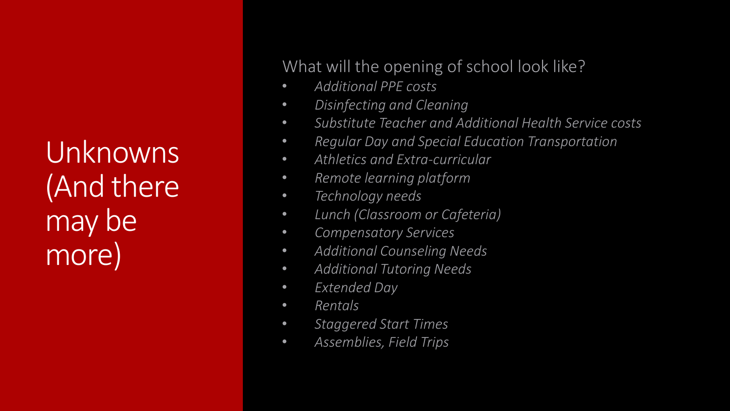# Unknowns (And there may be more)

What will the opening of school look like?

- *Additional PPE costs*
- *Disinfecting and Cleaning*
- *Substitute Teacher and Additional Health Service costs*
- *Regular Day and Special Education Transportation*
- *Athletics and Extra-curricular*
- *Remote learning platform*
- *Technology needs*
- *Lunch (Classroom or Cafeteria)*
- *Compensatory Services*
- *Additional Counseling Needs*
- *Additional Tutoring Needs*
- *Extended Day*
- *Rentals*
- *Staggered Start Times*
- *Assemblies, Field Trips*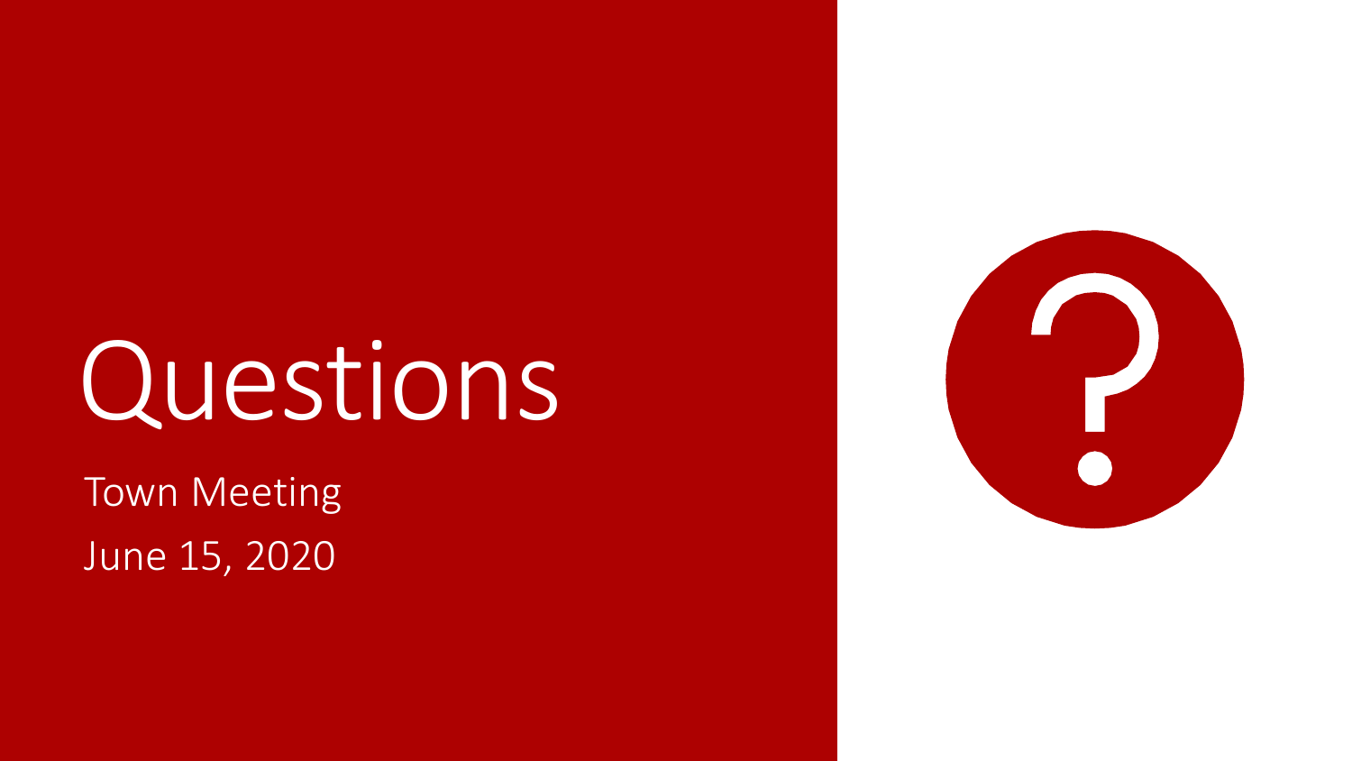# Questions

Town Meeting

June 15, 2020